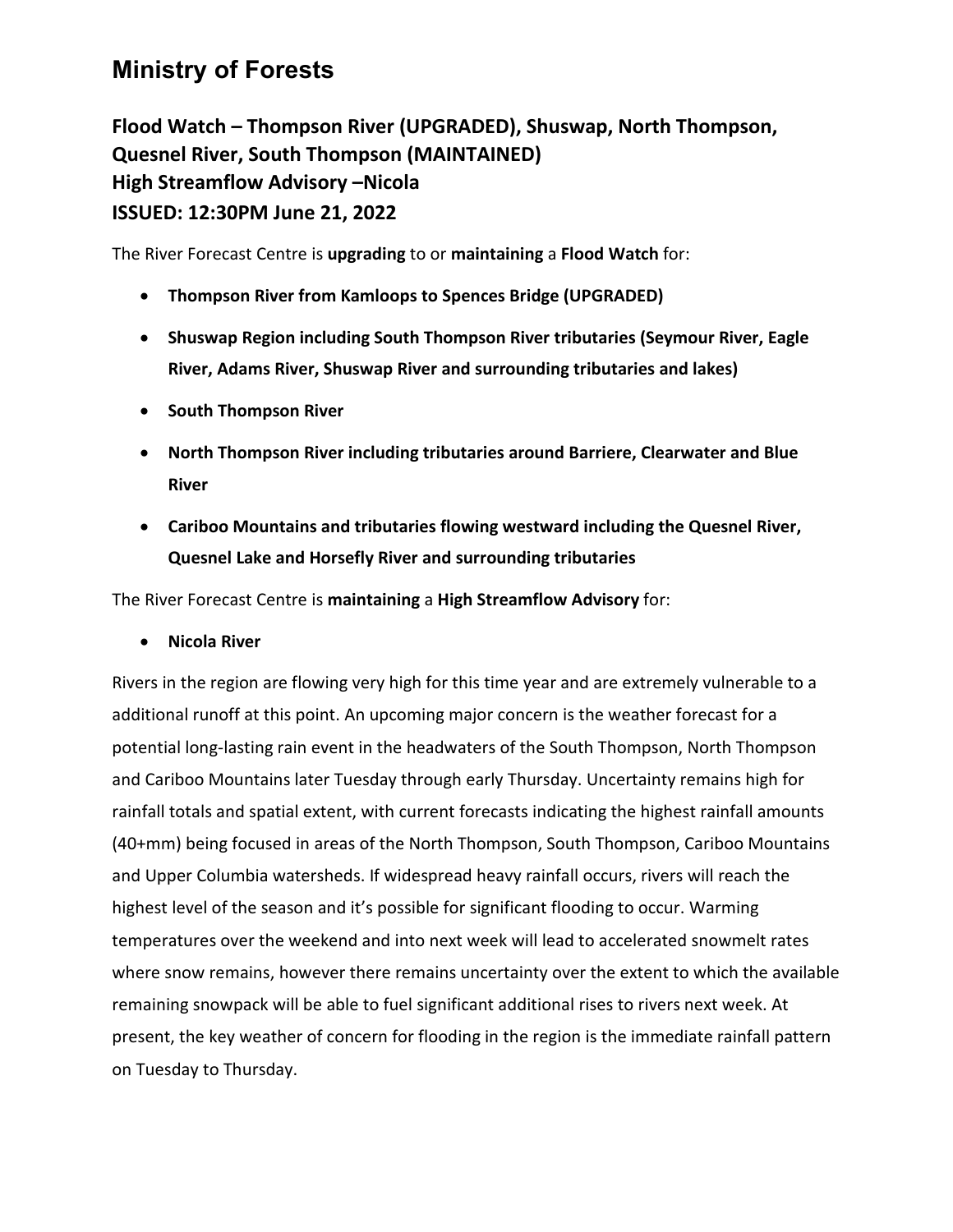# Ministry of Forests

## Flood Watch – Thompson River (UPGRADED), Shuswap, North Thompson, Quesnel River, South Thompson (MAINTAINED)
## High Streamflow Advisory –Nicola
## ISSUED: 12:30PM June 21, 2022

The River Forecast Centre is **upgrading** to or **maintaining** a **Flood Watch** for:

- **Thompson River from Kamloops to Spences Bridge (UPGRADED)**
- **Shuswap Region including South Thompson River tributaries (Seymour River, Eagle River, Adams River, Shuswap River and surrounding tributaries and lakes)**
- **South Thompson River**
- **North Thompson River including tributaries around Barriere, Clearwater and Blue River**
- **Cariboo Mountains and tributaries flowing westward including the Quesnel River, Quesnel Lake and Horsefly River and surrounding tributaries**

The River Forecast Centre is **maintaining** a **High Streamflow Advisory** for:

- **Nicola River**

Rivers in the region are flowing very high for this time year and are extremely vulnerable to a additional runoff at this point. An upcoming major concern is the weather forecast for a potential long-lasting rain event in the headwaters of the South Thompson, North Thompson and Cariboo Mountains later Tuesday through early Thursday. Uncertainty remains high for rainfall totals and spatial extent, with current forecasts indicating the highest rainfall amounts (40+mm) being focused in areas of the North Thompson, South Thompson, Cariboo Mountains and Upper Columbia watersheds. If widespread heavy rainfall occurs, rivers will reach the highest level of the season and it's possible for significant flooding to occur. Warming temperatures over the weekend and into next week will lead to accelerated snowmelt rates where snow remains, however there remains uncertainty over the extent to which the available remaining snowpack will be able to fuel significant additional rises to rivers next week. At present, the key weather of concern for flooding in the region is the immediate rainfall pattern on Tuesday to Thursday.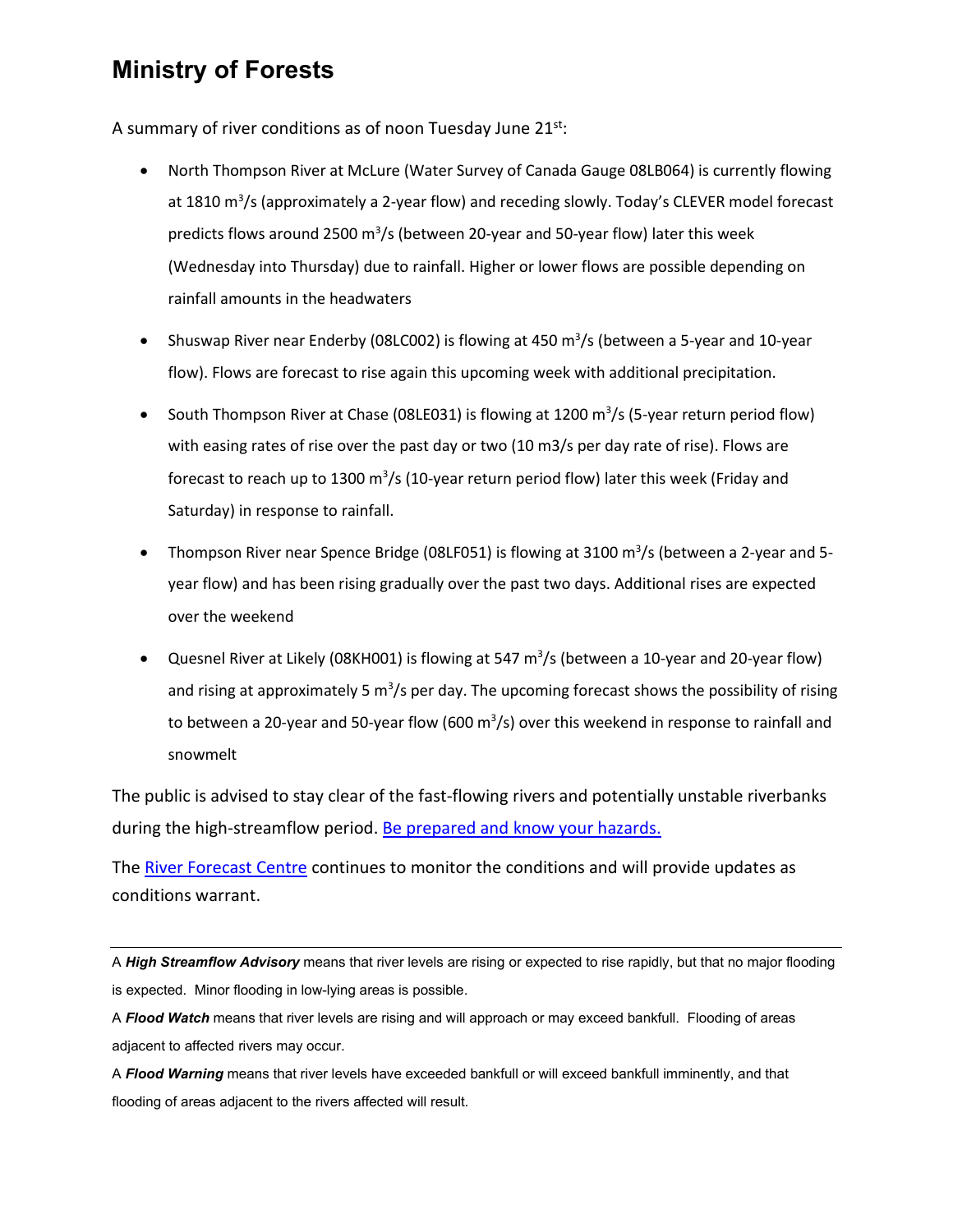# Ministry of Forests

A summary of river conditions as of noon Tuesday June 21st:

- North Thompson River at McLure (Water Survey of Canada Gauge 08LB064) is currently flowing at 1810 $m^3$/s (approximately a 2-year flow) and receding slowly. Today's CLEVER model forecast predicts flows around 2500 $m^3$/s (between 20-year and 50-year flow) later this week (Wednesday into Thursday) due to rainfall. Higher or lower flows are possible depending on rainfall amounts in the headwaters
- Shuswap River near Enderby (08LC002) is flowing at 450 $m^3$/s (between a 5-year and 10-year flow). Flows are forecast to rise again this upcoming week with additional precipitation.
- South Thompson River at Chase (08LE031) is flowing at 1200 $m^3$/s (5-year return period flow) with easing rates of rise over the past day or two (10 m3/s per day rate of rise). Flows are forecast to reach up to 1300 $m^3$/s (10-year return period flow) later this week (Friday and Saturday) in response to rainfall.
- Thompson River near Spence Bridge (08LF051) is flowing at 3100 $m^3$/s (between a 2-year and 5-year flow) and has been rising gradually over the past two days. Additional rises are expected over the weekend
- Quesnel River at Likely (08KH001) is flowing at 547 $m^3$/s (between a 10-year and 20-year flow) and rising at approximately 5 $m^3$/s per day. The upcoming forecast shows the possibility of rising to between a 20-year and 50-year flow (600 $m^3$/s) over this weekend in response to rainfall and snowmelt

The public is advised to stay clear of the fast-flowing rivers and potentially unstable riverbanks during the high-streamflow period. Be prepared and know your hazards.

The River Forecast Centre continues to monitor the conditions and will provide updates as conditions warrant.

---

A ***High Streamflow Advisory*** means that river levels are rising or expected to rise rapidly, but that no major flooding is expected. Minor flooding in low-lying areas is possible.

A ***Flood Watch*** means that river levels are rising and will approach or may exceed bankfull. Flooding of areas adjacent to affected rivers may occur.

A ***Flood Warning*** means that river levels have exceeded bankfull or will exceed bankfull imminently, and that flooding of areas adjacent to the rivers affected will result.